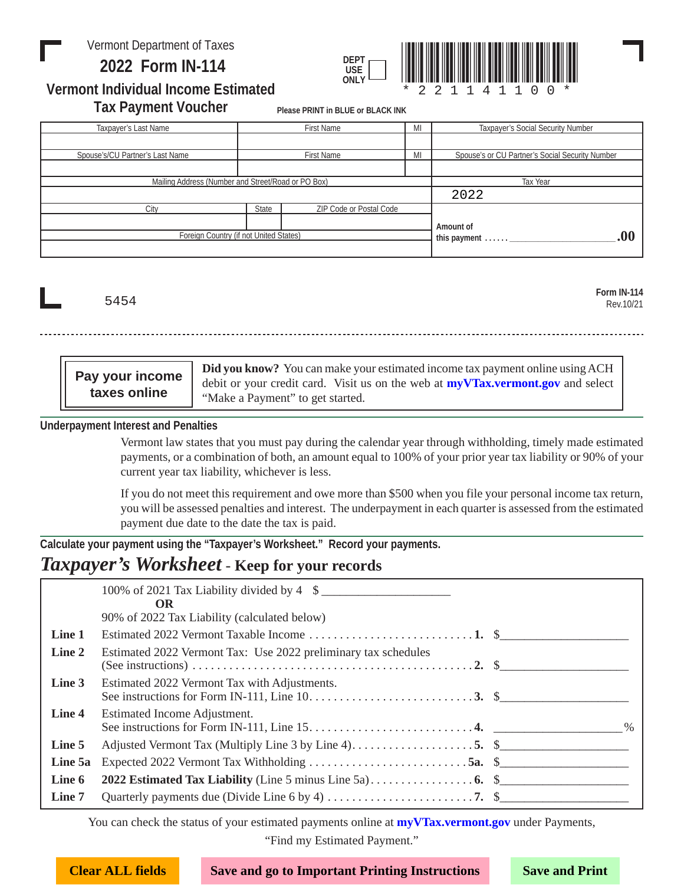Vermont Department of Taxes

# 2022 Form IN-114

## Vermont Individual Income Estimated Tax Payment Voucher

DEPT USE ONLY

\* 2 2 1 1 4 1 1 0 0 \*

Please PRINT in BLUE or BLACK INK

| Taxpayer's Last Name | First Name | MI | Taxpayer's Social Security Number |
|---|---|---|---|
| | | | |
| Spouse's/CU Partner's Last Name | First Name | MI | Spouse's or CU Partner's Social Security Number |
| | | | |

| Mailing Address (Number and Street/Road or PO Box) | | | Tax Year |
|---|---|---|---|
| | | | 2022 |
| City | State | ZIP Code or Postal Code | Amount of this payment ...... ____________________.00 |
| | | | |
| Foreign Country (if not United States) | | | |
| | | | |

5454

Form IN-114
Rev.10/21

---

**Pay your income taxes online**

**Did you know?** You can make your estimated income tax payment online using ACH debit or your credit card. Visit us on the web at **myVTax.vermont.gov** and select "Make a Payment" to get started.

### Underpayment Interest and Penalties

Vermont law states that you must pay during the calendar year through withholding, timely made estimated payments, or a combination of both, an amount equal to 100% of your prior year tax liability or 90% of your current year tax liability, whichever is less.

If you do not meet this requirement and owe more than $500 when you file your personal income tax return, you will be assessed penalties and interest. The underpayment in each quarter is assessed from the estimated payment due date to the date the tax is paid.

**Calculate your payment using the "Taxpayer's Worksheet." Record your payments.**

## *Taxpayer's Worksheet* - Keep for your records

100% of 2021 Tax Liability divided by 4 $ ____________________

**OR**

90% of 2022 Tax Liability (calculated below)

| | | | |
|---|---|---|---|
| **Line 1** | Estimated 2022 Vermont Taxable Income | **1.** | $____________________ |
| **Line 2** | Estimated 2022 Vermont Tax: Use 2022 preliminary tax schedules (See instructions) | **2.** | $____________________ |
| **Line 3** | Estimated 2022 Vermont Tax with Adjustments. See instructions for Form IN-111, Line 10. | **3.** | $____________________ |
| **Line 4** | Estimated Income Adjustment. See instructions for Form IN-111, Line 15. | **4.** | ____________________% |
| **Line 5** | Adjusted Vermont Tax (Multiply Line 3 by Line 4) | **5.** | $____________________ |
| **Line 5a** | Expected 2022 Vermont Tax Withholding | **5a.** | $____________________ |
| **Line 6** | **2022 Estimated Tax Liability** (Line 5 minus Line 5a) | **6.** | $____________________ |
| **Line 7** | Quarterly payments due (Divide Line 6 by 4) | **7.** | $____________________ |

You can check the status of your estimated payments online at **myVTax.vermont.gov** under Payments, "Find my Estimated Payment."

Clear ALL fields | Save and go to Important Printing Instructions | Save and Print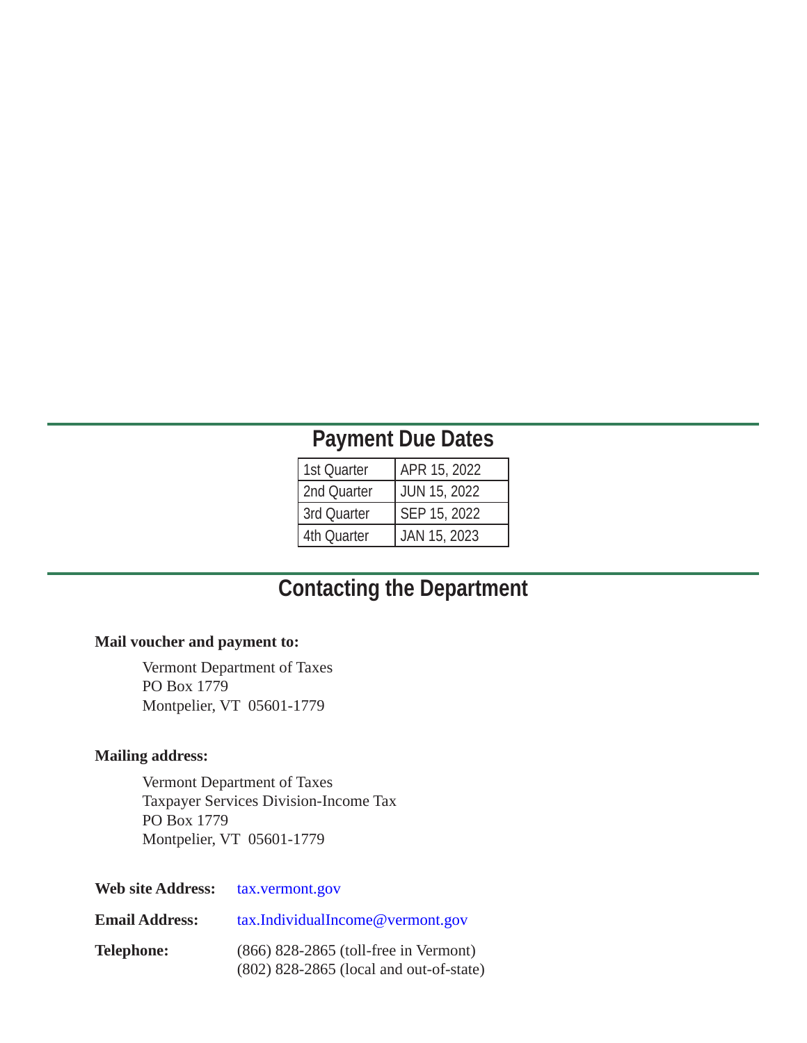## Payment Due Dates

| | |
|---|---|
| 1st Quarter | APR 15, 2022 |
| 2nd Quarter | JUN 15, 2022 |
| 3rd Quarter | SEP 15, 2022 |
| 4th Quarter | JAN 15, 2023 |

## Contacting the Department

**Mail voucher and payment to:**

Vermont Department of Taxes
PO Box 1779
Montpelier, VT 05601-1779

**Mailing address:**

Vermont Department of Taxes
Taxpayer Services Division-Income Tax
PO Box 1779
Montpelier, VT 05601-1779

**Web site Address:** tax.vermont.gov

**Email Address:** tax.IndividualIncome@vermont.gov

**Telephone:** (866) 828-2865 (toll-free in Vermont)
(802) 828-2865 (local and out-of-state)